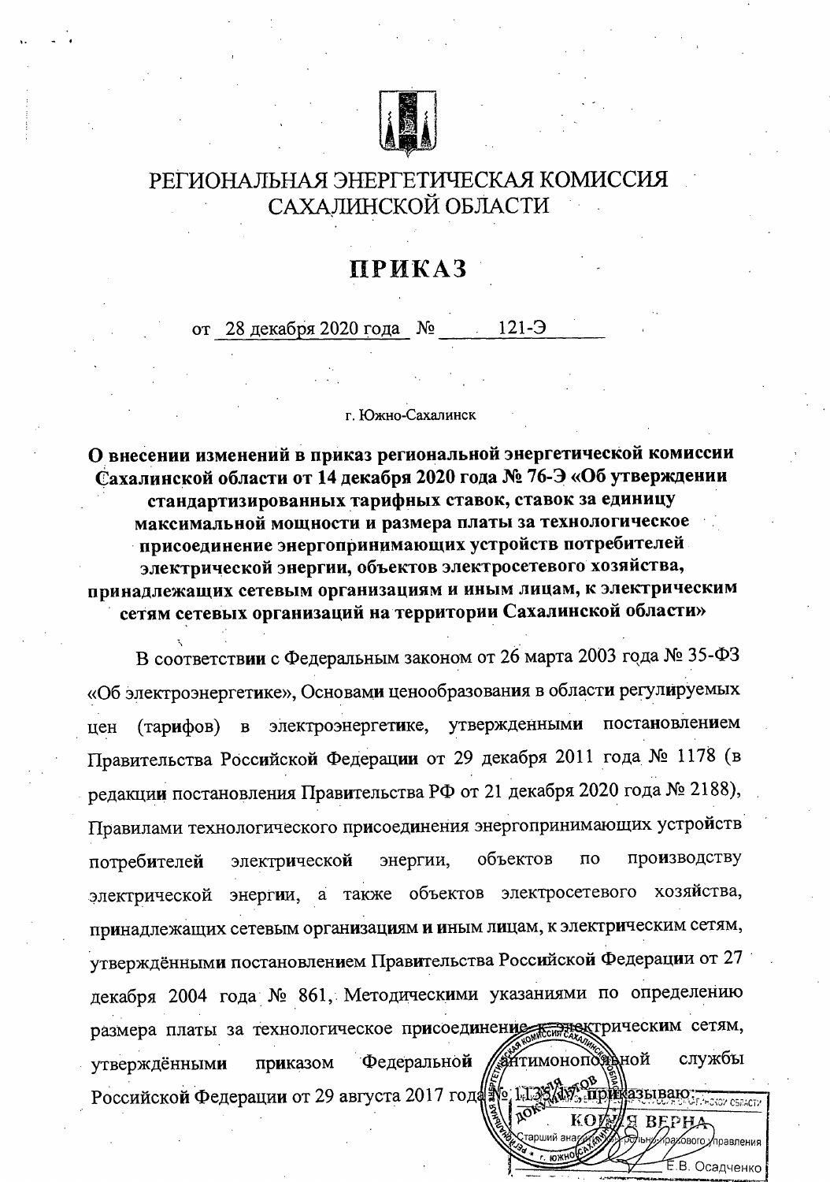# РЕГИОНАЛЬНАЯ ЭНЕРГЕТИЧЕСКАЯ КОМИССИЯ САХАЛИНСКОЙ ОБЛАСТИ

# ПРИКАЗ

от 28 декабря 2020 года № 121-Э

г. Южно-Сахалинск

**О внесении изменений в приказ региональной энергетической комиссии Сахалинской области от 14 декабря 2020 года № 76-Э «Об утверждении стандартизированных тарифных ставок, ставок за единицу максимальной мощности и размера платы за технологическое присоединение энергопринимающих устройств потребителей электрической энергии, объектов электросетевого хозяйства, принадлежащих сетевым организациям и иным лицам, к электрическим сетям сетевых организаций на территории Сахалинской области»**

В соответствии с Федеральным законом от 26 марта 2003 года № 35-ФЗ «Об электроэнергетике», Основами ценообразования в области регулируемых цен (тарифов) в электроэнергетике, утвержденными постановлением Правительства Российской Федерации от 29 декабря 2011 года № 1178 (в редакции постановления Правительства РФ от 21 декабря 2020 года № 2188), Правилами технологического присоединения энергопринимающих устройств потребителей электрической энергии, объектов по производству электрической энергии, а также объектов электросетевого хозяйства, принадлежащих сетевым организациям и иным лицам, к электрическим сетям, утверждёнными постановлением Правительства Российской Федерации от 27 декабря 2004 года № 861, Методическими указаниями по определению размера платы за технологическое присоединение к электрическим сетям, утверждёнными приказом Федеральной антимонопольной службы Российской Федерации от 29 августа 2017 года № 1135/17, приказываю:

КОПИЯ ВЕРНА
Старший аналитик ... правового управления
Е.В. Осадченко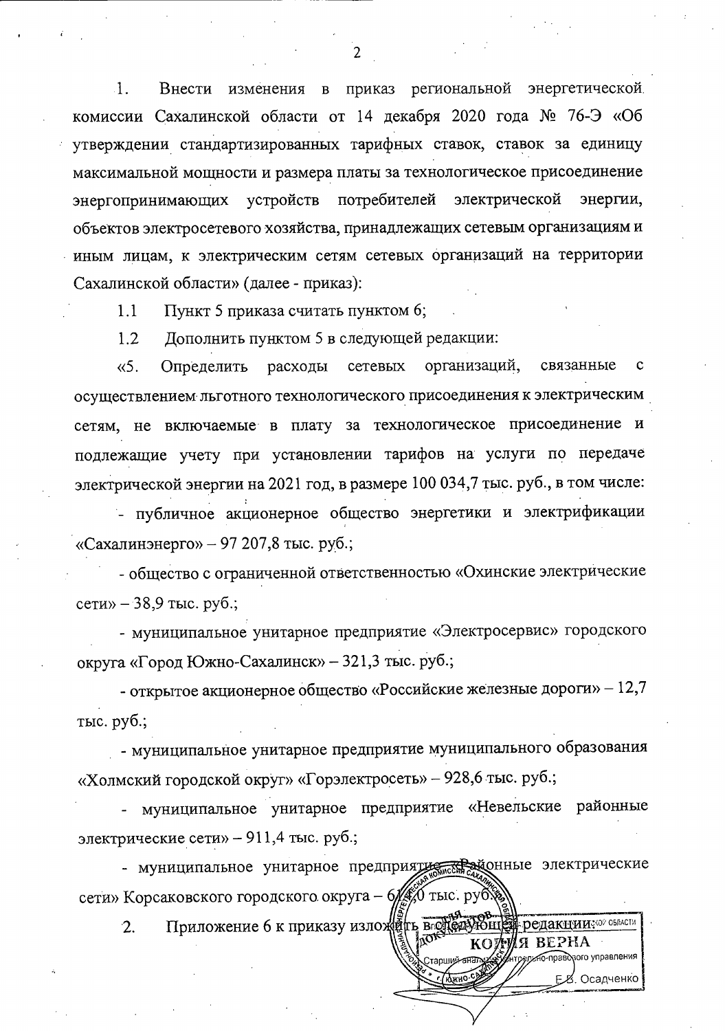1. Внести изменения в приказ региональной энергетической комиссии Сахалинской области от 14 декабря 2020 года № 76-Э «Об утверждении стандартизированных тарифных ставок, ставок за единицу максимальной мощности и размера платы за технологическое присоединение энергопринимающих устройств потребителей электрической энергии, объектов электросетевого хозяйства, принадлежащих сетевым организациям и иным лицам, к электрическим сетям сетевых организаций на территории Сахалинской области» (далее - приказ):

1.1 Пункт 5 приказа считать пунктом 6;

1.2 Дополнить пунктом 5 в следующей редакции:

«5. Определить расходы сетевых организаций, связанные с осуществлением льготного технологического присоединения к электрическим сетям, не включаемые в плату за технологическое присоединение и подлежащие учету при установлении тарифов на услуги по передаче электрической энергии на 2021 год, в размере 100 034,7 тыс. руб., в том числе:

- публичное акционерное общество энергетики и электрификации «Сахалинэнерго» – 97 207,8 тыс. руб.;

- общество с ограниченной ответственностью «Охинские электрические сети» – 38,9 тыс. руб.;

- муниципальное унитарное предприятие «Электросервис» городского округа «Город Южно-Сахалинск» – 321,3 тыс. руб.;

- открытое акционерное общество «Российские железные дороги» – 12,7 тыс. руб.;

- муниципальное унитарное предприятие муниципального образования «Холмский городской округ» «Горэлектросеть» – 928,6 тыс. руб.;

- муниципальное унитарное предприятие «Невельские районные электрические сети» – 911,4 тыс. руб.;

- муниципальное унитарное предприятие «Районные электрические сети» Корсаковского городского округа – 614,0 тыс. руб.».

2. Приложение 6 к приказу изложить в следующей редакции:

КОПИЯ ВЕРНА
Старший аналитик контрольно-правового управления
Е.В. Осадченко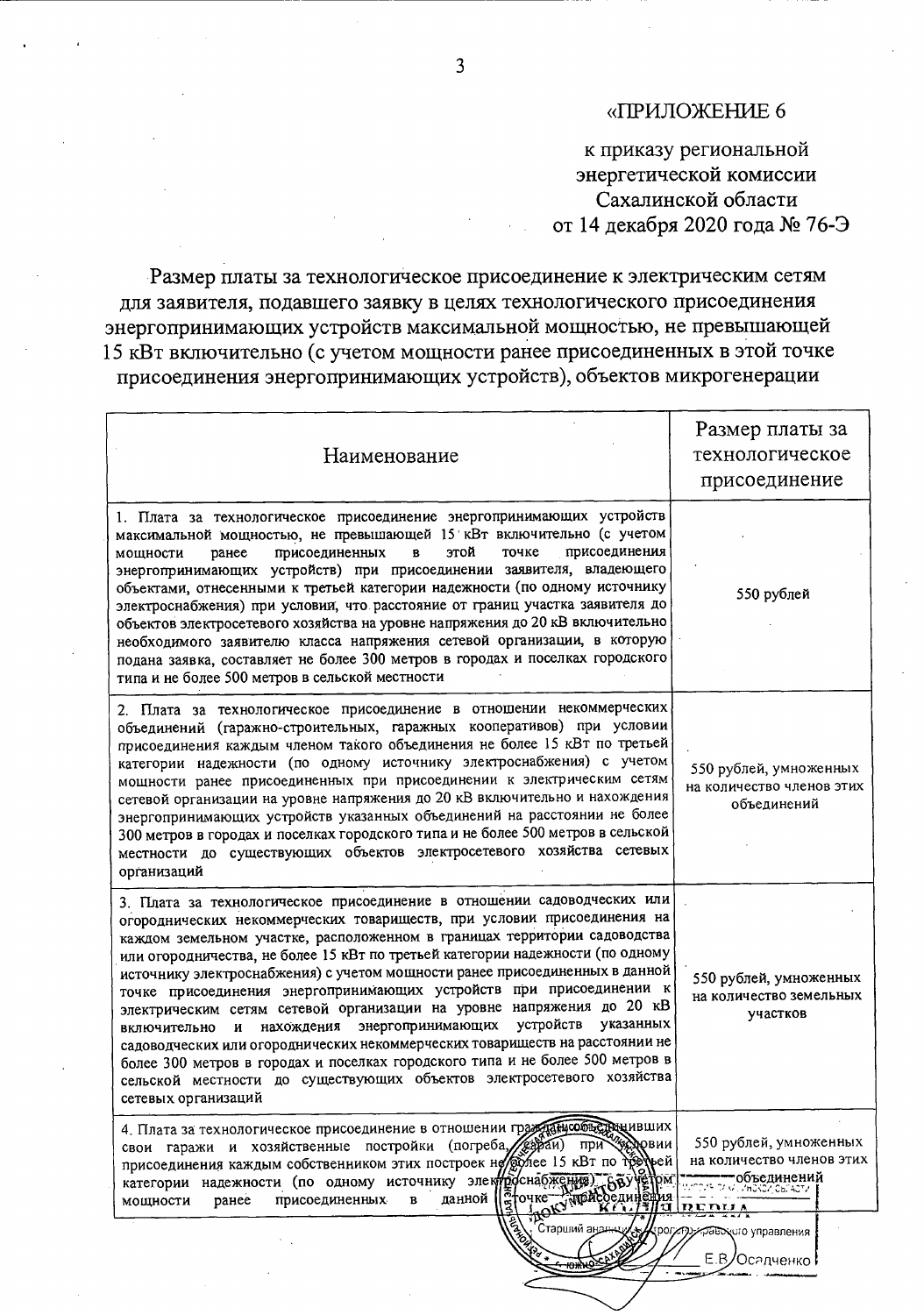«ПРИЛОЖЕНИЕ 6

к приказу региональной энергетической комиссии Сахалинской области от 14 декабря 2020 года № 76-Э

## Размер платы за технологическое присоединение к электрическим сетям для заявителя, подавшего заявку в целях технологического присоединения энергопринимающих устройств максимальной мощностью, не превышающей 15 кВт включительно (с учетом мощности ранее присоединенных в этой точке присоединения энергопринимающих устройств), объектов микрогенерации

| Наименование | Размер платы за технологическое присоединение |
|---|---|
| 1. Плата за технологическое присоединение энергопринимающих устройств максимальной мощностью, не превышающей 15 кВт включительно (с учетом мощности ранее присоединенных в этой точке присоединения энергопринимающих устройств) при присоединении заявителя, владеющего объектами, отнесенными к третьей категории надежности (по одному источнику электроснабжения) при условии, что расстояние от границ участка заявителя до объектов электросетевого хозяйства на уровне напряжения до 20 кВ включительно необходимого заявителю класса напряжения сетевой организации, в которую подана заявка, составляет не более 300 метров в городах и поселках городского типа и не более 500 метров в сельской местности | 550 рублей |
| 2. Плата за технологическое присоединение в отношении некоммерческих объединений (гаражно-строительных, гаражных кооперативов) при условии присоединения каждым членом такого объединения не более 15 кВт по третьей категории надежности (по одному источнику электроснабжения) с учетом мощности ранее присоединенных при присоединении к электрическим сетям сетевой организации на уровне напряжения до 20 кВ включительно и нахождения энергопринимающих устройств указанных объединений на расстоянии не более 300 метров в городах и поселках городского типа и не более 500 метров в сельской местности до существующих объектов электросетевого хозяйства сетевых организаций | 550 рублей, умноженных на количество членов этих объединений |
| 3. Плата за технологическое присоединение в отношении садоводческих или огороднических некоммерческих товариществ, при условии присоединения на каждом земельном участке, расположенном в границах территории садоводства или огородничества, не более 15 кВт по третьей категории надежности (по одному источнику электроснабжения) с учетом мощности ранее присоединенных в данной точке присоединения энергопринимающих устройств при присоединении к электрическим сетям сетевой организации на уровне напряжения до 20 кВ включительно и нахождения энергопринимающих устройств указанных садоводческих или огороднических некоммерческих товариществ на расстоянии не более 300 метров в городах и поселках городского типа и не более 500 метров в сельской местности до существующих объектов электросетевого хозяйства сетевых организаций | 550 рублей, умноженных на количество земельных участков |
| 4. Плата за технологическое присоединение в отношении граждан, объединивших свои гаражи и хозяйственные постройки (погреба, сараи) при условии присоединения каждым собственником этих построек не более 15 кВт по третьей категории надежности (по одному источнику электроснабжения) с учетом мощности ранее присоединенных в данной точке присоединения | 550 рублей, умноженных на количество членов этих объединений |

КОПИЯ ВЕРНА
Старший аналитик контрольно-правового управления
Е.В. Осадченко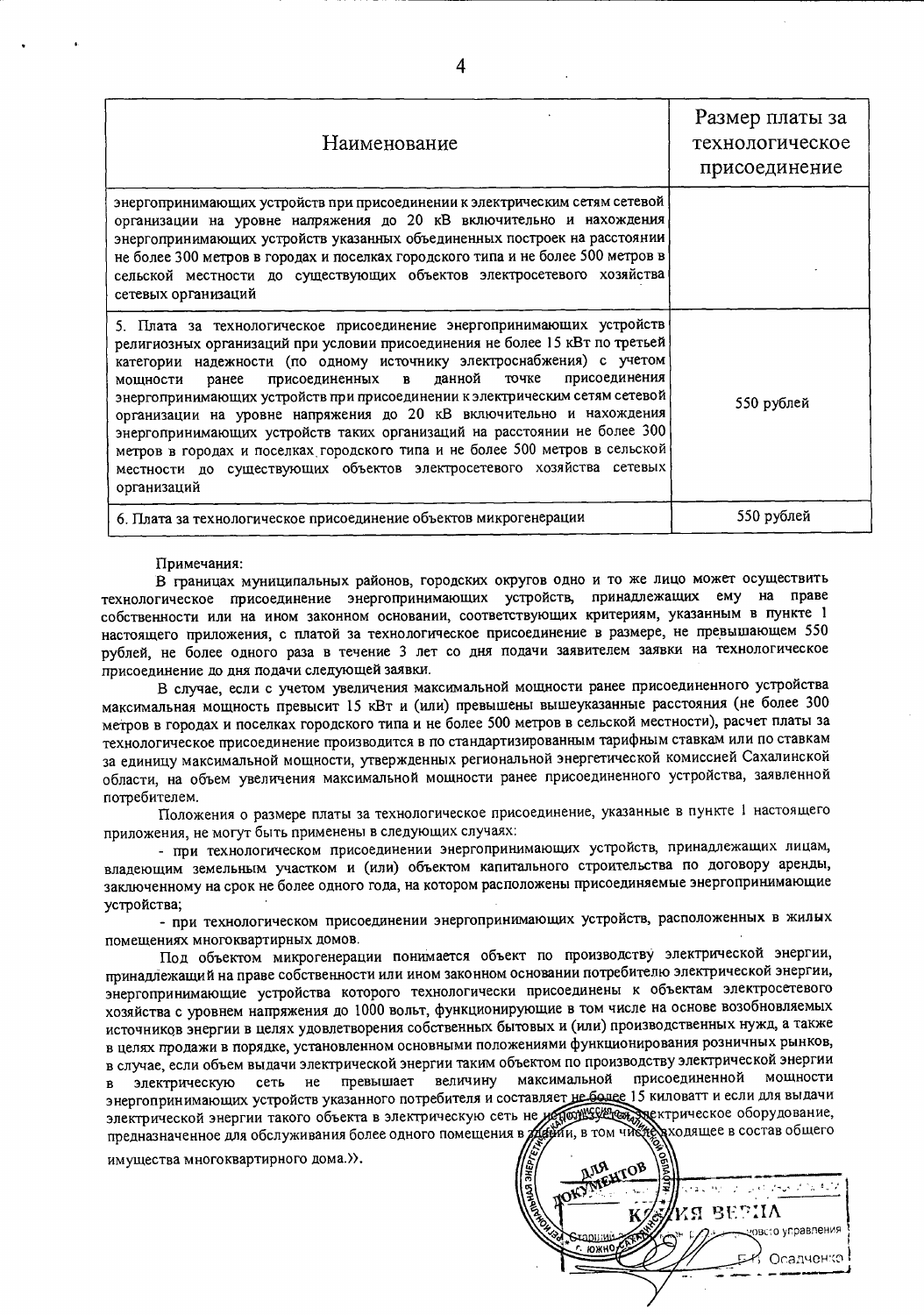| Наименование | Размер платы за технологическое присоединение |
|---|---|
| энергопринимающих устройств при присоединении к электрическим сетям сетевой организации на уровне напряжения до 20 кВ включительно и нахождения энергопринимающих устройств указанных объединенных построек на расстоянии не более 300 метров в городах и поселках городского типа и не более 500 метров в сельской местности до существующих объектов электросетевого хозяйства сетевых организаций | |
| 5. Плата за технологическое присоединение энергопринимающих устройств религиозных организаций при условии присоединения не более 15 кВт по третьей категории надежности (по одному источнику электроснабжения) с учетом мощности ранее присоединенных в данной точке присоединения энергопринимающих устройств при присоединении к электрическим сетям сетевой организации на уровне напряжения до 20 кВ включительно и нахождения энергопринимающих устройств таких организаций на расстоянии не более 300 метров в городах и поселках городского типа и не более 500 метров в сельской местности до существующих объектов электросетевого хозяйства сетевых организаций | 550 рублей |
| 6. Плата за технологическое присоединение объектов микрогенерации | 550 рублей |

Примечания:

В границах муниципальных районов, городских округов одно и то же лицо может осуществить технологическое присоединение энергопринимающих устройств, принадлежащих ему на праве собственности или на ином законном основании, соответствующих критериям, указанным в пункте 1 настоящего приложения, с платой за технологическое присоединение в размере, не превышающем 550 рублей, не более одного раза в течение 3 лет со дня подачи заявителем заявки на технологическое присоединение до дня подачи следующей заявки.

В случае, если с учетом увеличения максимальной мощности ранее присоединенного устройства максимальная мощность превысит 15 кВт и (или) превышены вышеуказанные расстояния (не более 300 метров в городах и поселках городского типа и не более 500 метров в сельской местности), расчет платы за технологическое присоединение производится в по стандартизированным тарифным ставкам или по ставкам за единицу максимальной мощности, утвержденных региональной энергетической комиссией Сахалинской области, на объем увеличения максимальной мощности ранее присоединенного устройства, заявленной потребителем.

Положения о размере платы за технологическое присоединение, указанные в пункте 1 настоящего приложения, не могут быть применены в следующих случаях:

- при технологическом присоединении энергопринимающих устройств, принадлежащих лицам, владеющим земельным участком и (или) объектом капитального строительства по договору аренды, заключенному на срок не более одного года, на котором расположены присоединяемые энергопринимающие устройства;
- при технологическом присоединении энергопринимающих устройств, расположенных в жилых помещениях многоквартирных домов.

Под объектом микрогенерации понимается объект по производству электрической энергии, принадлежащий на праве собственности или ином законном основании потребителю электрической энергии, энергопринимающие устройства которого технологически присоединены к объектам электросетевого хозяйства с уровнем напряжения до 1000 вольт, функционирующие в том числе на основе возобновляемых источников энергии в целях удовлетворения собственных бытовых и (или) производственных нужд, а также в целях продажи в порядке, установленном основными положениями функционирования розничных рынков, в случае, если объем выдачи электрической энергии таким объектом по производству электрической энергии в электрическую сеть не превышает величину максимальной присоединенной мощности энергопринимающих устройств указанного потребителя и составляет не более 15 киловатт и если для выдачи электрической энергии такого объекта в электрическую сеть не используется электрическое оборудование, предназначенное для обслуживания более одного помещения в здании, в том числе входящее в состав общего имущества многоквартирного дома.».

КОПИЯ ВЕРНА

Старший ... управления

Е.В. Осадченко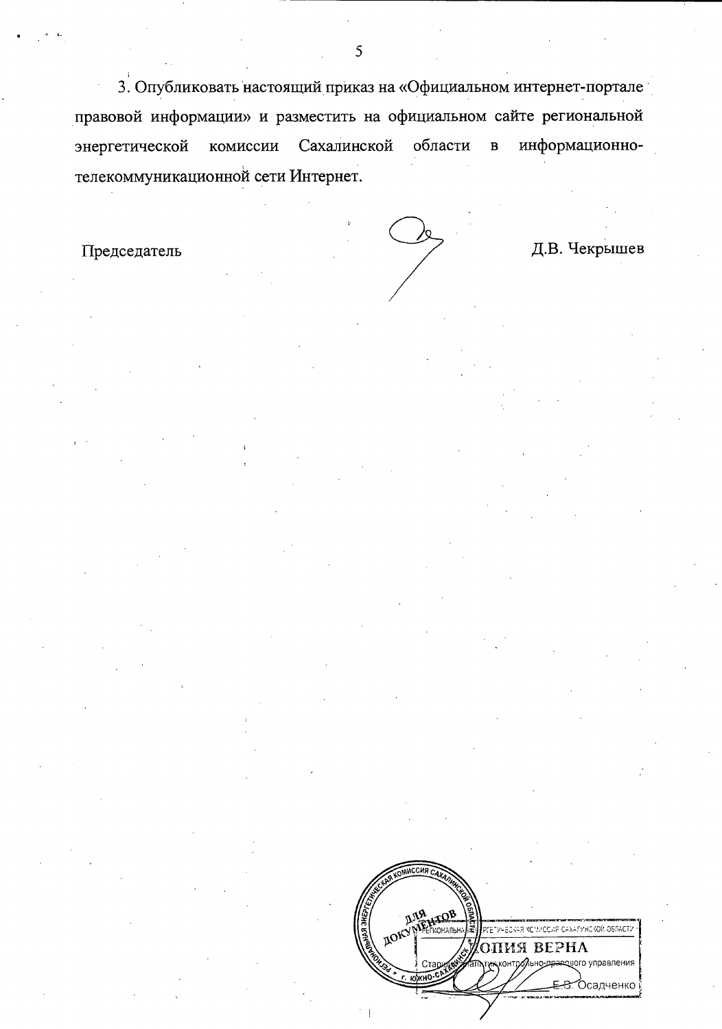3. Опубликовать настоящий приказ на «Официальном интернет-портале правовой информации» и разместить на официальном сайте региональной энергетической комиссии Сахалинской области в информационно-телекоммуникационной сети Интернет.

Председатель Д.В. Чекрышев

РЕГИОНАЛЬНАЯ ЭНЕРГЕТИЧЕСКАЯ КОМИССИЯ САХАЛИНСКОЙ ОБЛАСТИ
г. ЮЖНО-САХАЛИНСК
ДЛЯ ДОКУМЕНТОВ

РЕГИОНАЛЬНАЯ ЭНЕРГЕТИЧЕСКАЯ КОМИССИЯ САХАЛИНСКОЙ ОБЛАСТИ
КОПИЯ ВЕРНА
Старший аналитик контрольно-правового управления
Е.В. Осадченко